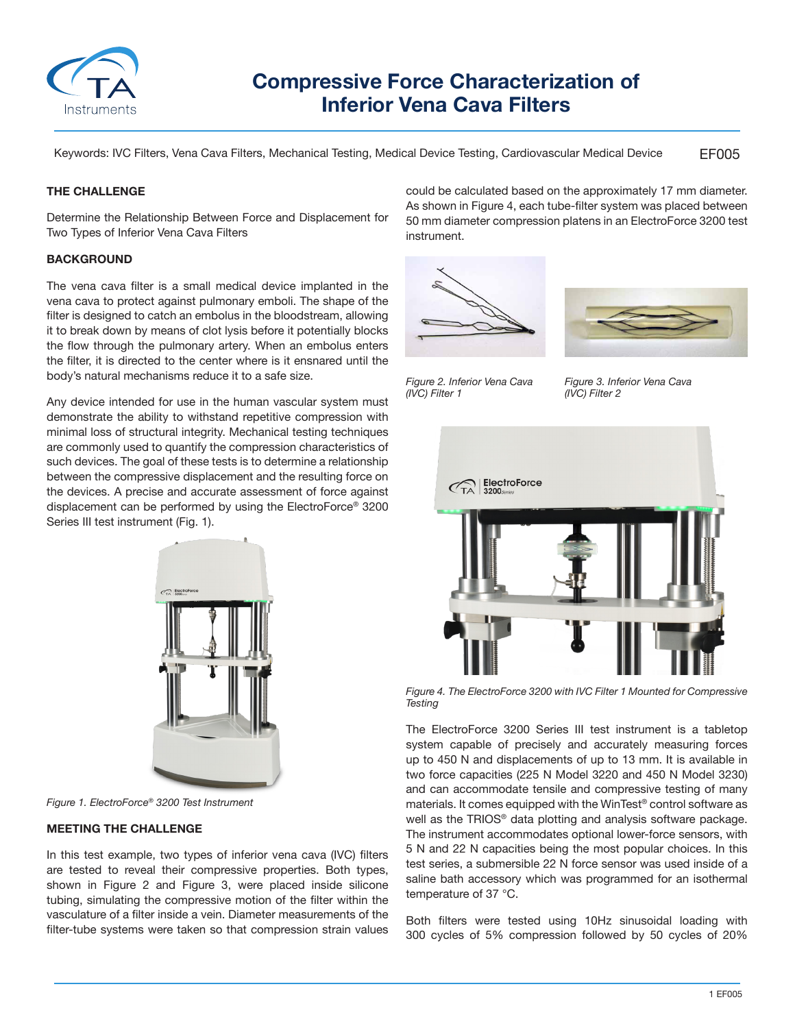# Compressive Force Characterization of Inferior Vena Cava Filters

Keywords: IVC Filters, Vena Cava Filters, Mechanical Testing, Medical Device Testing, Cardiovascular Medical Device

EF005

## THE CHALLENGE

Determine the Relationship Between Force and Displacement for Two Types of Inferior Vena Cava Filters

## BACKGROUND

The vena cava filter is a small medical device implanted in the vena cava to protect against pulmonary emboli. The shape of the filter is designed to catch an embolus in the bloodstream, allowing it to break down by means of clot lysis before it potentially blocks the flow through the pulmonary artery. When an embolus enters the filter, it is directed to the center where is it ensnared until the body's natural mechanisms reduce it to a safe size.

Any device intended for use in the human vascular system must demonstrate the ability to withstand repetitive compression with minimal loss of structural integrity. Mechanical testing techniques are commonly used to quantify the compression characteristics of such devices. The goal of these tests is to determine a relationship between the compressive displacement and the resulting force on the devices. A precise and accurate assessment of force against displacement can be performed by using the ElectroForce® 3200 Series III test instrument (Fig. 1).

*Figure 1. ElectroForce® 3200 Test Instrument*

## MEETING THE CHALLENGE

In this test example, two types of inferior vena cava (IVC) filters are tested to reveal their compressive properties. Both types, shown in Figure 2 and Figure 3, were placed inside silicone tubing, simulating the compressive motion of the filter within the vasculature of a filter inside a vein. Diameter measurements of the filter-tube systems were taken so that compression strain values could be calculated based on the approximately 17 mm diameter. As shown in Figure 4, each tube-filter system was placed between 50 mm diameter compression platens in an ElectroForce 3200 test instrument.

*Figure 2. Inferior Vena Cava (IVC) Filter 1*

*Figure 3. Inferior Vena Cava (IVC) Filter 2*

*Figure 4. The ElectroForce 3200 with IVC Filter 1 Mounted for Compressive Testing*

The ElectroForce 3200 Series III test instrument is a tabletop system capable of precisely and accurately measuring forces up to 450 N and displacements of up to 13 mm. It is available in two force capacities (225 N Model 3220 and 450 N Model 3230) and can accommodate tensile and compressive testing of many materials. It comes equipped with the WinTest® control software as well as the TRIOS® data plotting and analysis software package. The instrument accommodates optional lower-force sensors, with 5 N and 22 N capacities being the most popular choices. In this test series, a submersible 22 N force sensor was used inside of a saline bath accessory which was programmed for an isothermal temperature of 37 °C.

Both filters were tested using 10Hz sinusoidal loading with 300 cycles of 5% compression followed by 50 cycles of 20%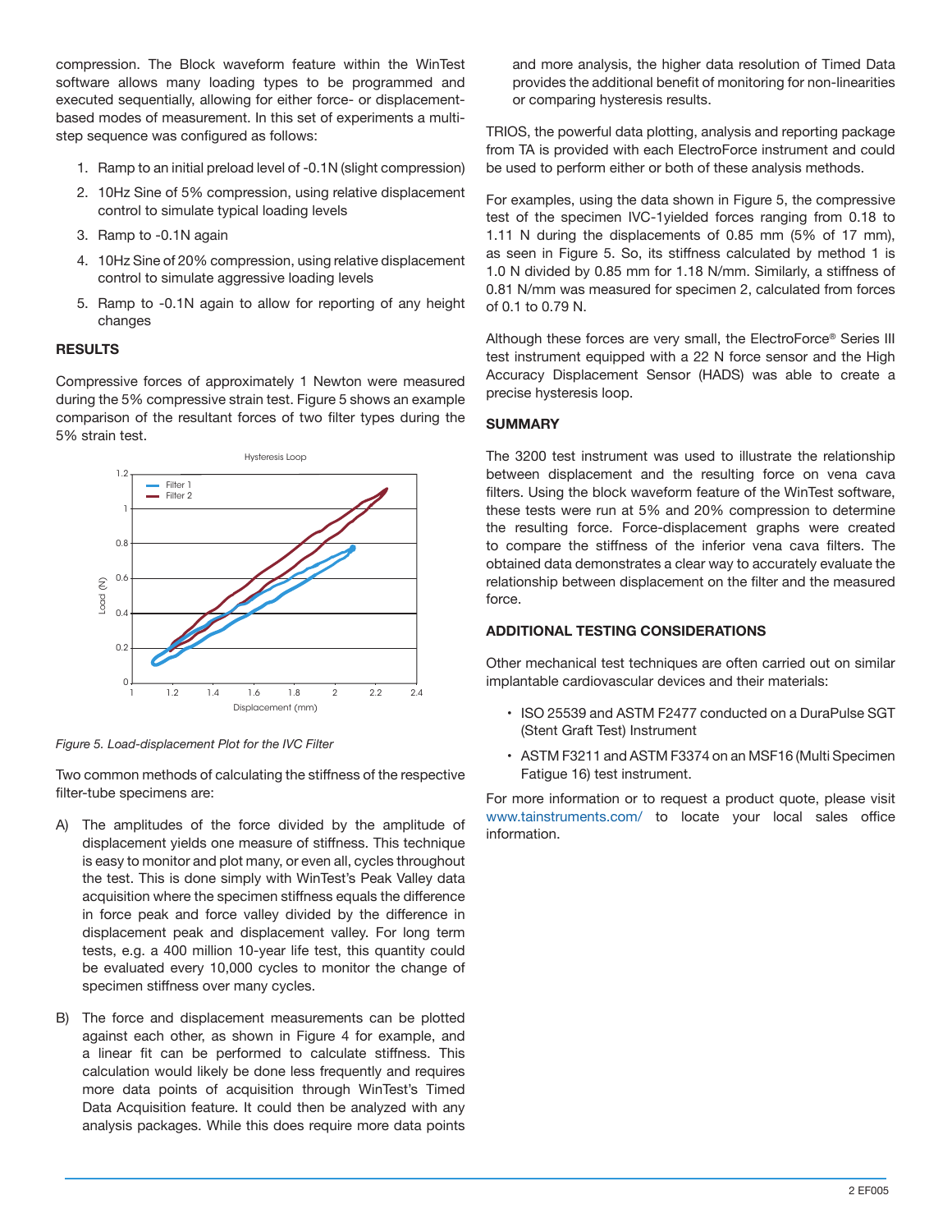compression. The Block waveform feature within the WinTest software allows many loading types to be programmed and executed sequentially, allowing for either force- or displacement-based modes of measurement. In this set of experiments a multi-step sequence was configured as follows:

1. Ramp to an initial preload level of -0.1N (slight compression)
2. 10Hz Sine of 5% compression, using relative displacement control to simulate typical loading levels
3. Ramp to -0.1N again
4. 10Hz Sine of 20% compression, using relative displacement control to simulate aggressive loading levels
5. Ramp to -0.1N again to allow for reporting of any height changes

**RESULTS**

Compressive forces of approximately 1 Newton were measured during the 5% compressive strain test. Figure 5 shows an example comparison of the resultant forces of two filter types during the 5% strain test.

*Figure 5. Load-displacement Plot for the IVC Filter*

Two common methods of calculating the stiffness of the respective filter-tube specimens are:

A) The amplitudes of the force divided by the amplitude of displacement yields one measure of stiffness. This technique is easy to monitor and plot many, or even all, cycles throughout the test. This is done simply with WinTest's Peak Valley data acquisition where the specimen stiffness equals the difference in force peak and force valley divided by the difference in displacement peak and displacement valley. For long term tests, e.g. a 400 million 10-year life test, this quantity could be evaluated every 10,000 cycles to monitor the change of specimen stiffness over many cycles.

B) The force and displacement measurements can be plotted against each other, as shown in Figure 4 for example, and a linear fit can be performed to calculate stiffness. This calculation would likely be done less frequently and requires more data points of acquisition through WinTest's Timed Data Acquisition feature. It could then be analyzed with any analysis packages. While this does require more data points and more analysis, the higher data resolution of Timed Data provides the additional benefit of monitoring for non-linearities or comparing hysteresis results.

TRIOS, the powerful data plotting, analysis and reporting package from TA is provided with each ElectroForce instrument and could be used to perform either or both of these analysis methods.

For examples, using the data shown in Figure 5, the compressive test of the specimen IVC-1yielded forces ranging from 0.18 to 1.11 N during the displacements of 0.85 mm (5% of 17 mm), as seen in Figure 5. So, its stiffness calculated by method 1 is 1.0 N divided by 0.85 mm for 1.18 N/mm. Similarly, a stiffness of 0.81 N/mm was measured for specimen 2, calculated from forces of 0.1 to 0.79 N.

Although these forces are very small, the ElectroForce® Series III test instrument equipped with a 22 N force sensor and the High Accuracy Displacement Sensor (HADS) was able to create a precise hysteresis loop.

**SUMMARY**

The 3200 test instrument was used to illustrate the relationship between displacement and the resulting force on vena cava filters. Using the block waveform feature of the WinTest software, these tests were run at 5% and 20% compression to determine the resulting force. Force-displacement graphs were created to compare the stiffness of the inferior vena cava filters. The obtained data demonstrates a clear way to accurately evaluate the relationship between displacement on the filter and the measured force.

**ADDITIONAL TESTING CONSIDERATIONS**

Other mechanical test techniques are often carried out on similar implantable cardiovascular devices and their materials:

- ISO 25539 and ASTM F2477 conducted on a DuraPulse SGT (Stent Graft Test) Instrument
- ASTM F3211 and ASTM F3374 on an MSF16 (Multi Specimen Fatigue 16) test instrument.

For more information or to request a product quote, please visit www.tainstruments.com/ to locate your local sales office information.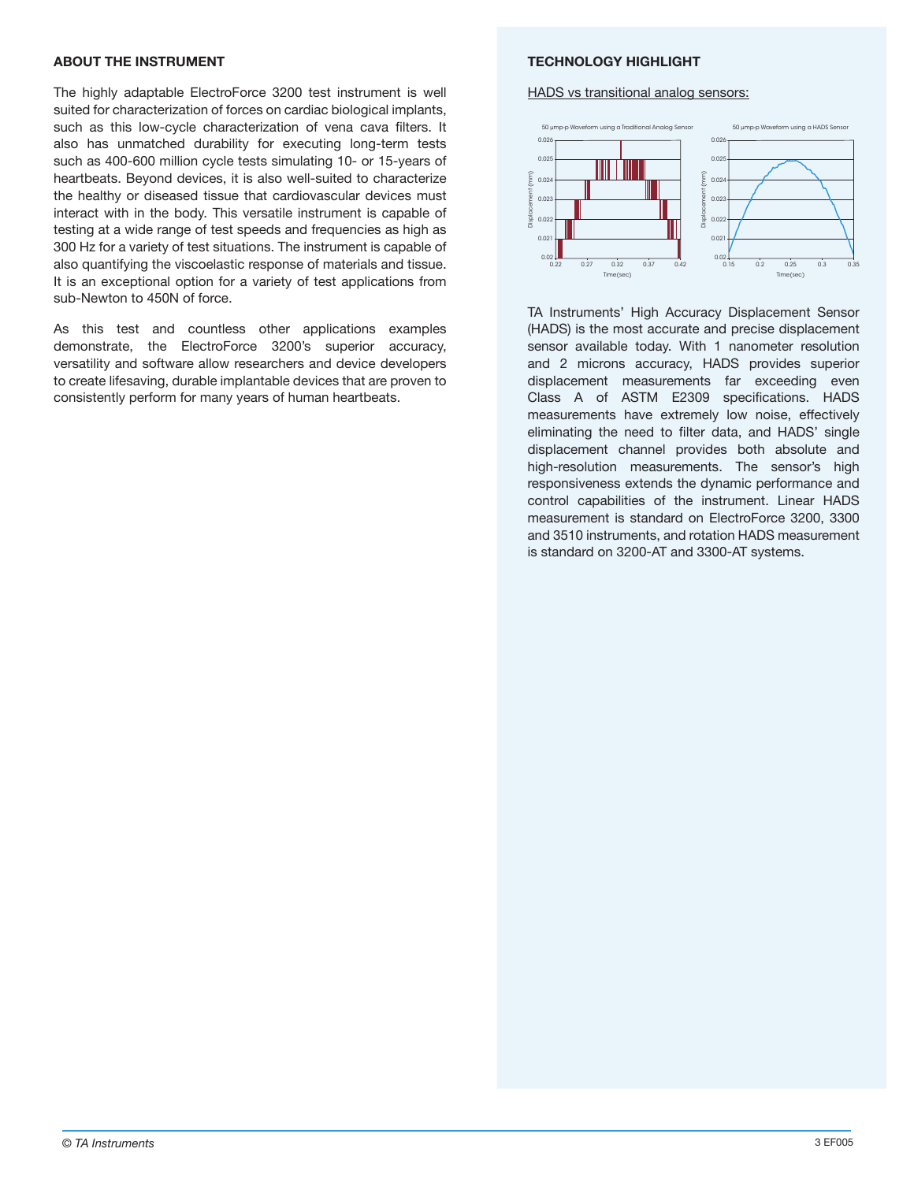## ABOUT THE INSTRUMENT

The highly adaptable ElectroForce 3200 test instrument is well suited for characterization of forces on cardiac biological implants, such as this low-cycle characterization of vena cava filters. It also has unmatched durability for executing long-term tests such as 400-600 million cycle tests simulating 10- or 15-years of heartbeats. Beyond devices, it is also well-suited to characterize the healthy or diseased tissue that cardiovascular devices must interact with in the body. This versatile instrument is capable of testing at a wide range of test speeds and frequencies as high as 300 Hz for a variety of test situations. The instrument is capable of also quantifying the viscoelastic response of materials and tissue. It is an exceptional option for a variety of test applications from sub-Newton to 450N of force.

As this test and countless other applications examples demonstrate, the ElectroForce 3200's superior accuracy, versatility and software allow researchers and device developers to create lifesaving, durable implantable devices that are proven to consistently perform for many years of human heartbeats.

## TECHNOLOGY HIGHLIGHT

HADS vs transitional analog sensors:

50 μmp-p Waveform using a Traditional Analog Sensor

Displacement (mm)

0.026
0.025
0.024
0.023
0.022
0.021
0.02

0.22 0.27 0.32 0.37 0.42

Time(sec)

50 μmp-p Waveform using a HADS Sensor

Displacement (mm)

0.026
0.025
0.024
0.023
0.022
0.021
0.02

0.15 0.2 0.25 0.3 0.35

Time(sec)

TA Instruments' High Accuracy Displacement Sensor (HADS) is the most accurate and precise displacement sensor available today. With 1 nanometer resolution and 2 microns accuracy, HADS provides superior displacement measurements far exceeding even Class A of ASTM E2309 specifications. HADS measurements have extremely low noise, effectively eliminating the need to filter data, and HADS' single displacement channel provides both absolute and high-resolution measurements. The sensor's high responsiveness extends the dynamic performance and control capabilities of the instrument. Linear HADS measurement is standard on ElectroForce 3200, 3300 and 3510 instruments, and rotation HADS measurement is standard on 3200-AT and 3300-AT systems.